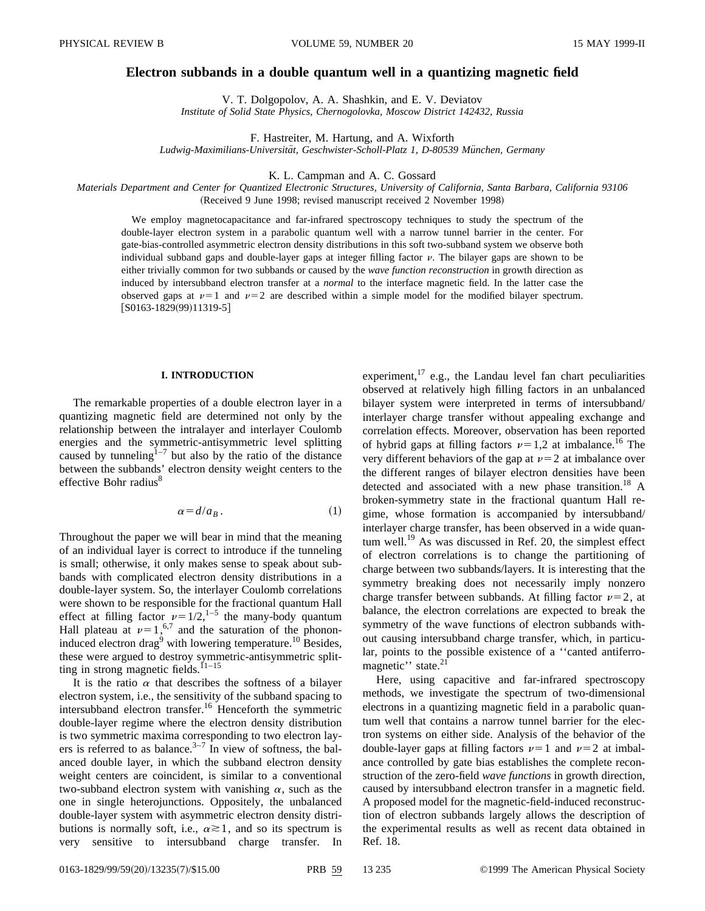# Electron subbands in a double quantum well in a quantizing magnetic field

V. T. Dolgopolov, A. A. Shashkin, and E. V. Deviatov
*Institute of Solid State Physics, Chernogolovka, Moscow District 142432, Russia*

F. Hastreiter, M. Hartung, and A. Wixforth
*Ludwig-Maximilians-Universität, Geschwister-Scholl-Platz 1, D-80539 München, Germany*

K. L. Campman and A. C. Gossard
*Materials Department and Center for Quantized Electronic Structures, University of California, Santa Barbara, California 93106*

(Received 9 June 1998; revised manuscript received 2 November 1998)

We employ magnetocapacitance and far-infrared spectroscopy techniques to study the spectrum of the double-layer electron system in a parabolic quantum well with a narrow tunnel barrier in the center. For gate-bias-controlled asymmetric electron density distributions in this soft two-subband system we observe both individual subband gaps and double-layer gaps at integer filling factor $\nu$. The bilayer gaps are shown to be either trivially common for two subbands or caused by the *wave function reconstruction* in growth direction as induced by intersubband electron transfer at a *normal* to the interface magnetic field. In the latter case the observed gaps at $\nu=1$ and $\nu=2$ are described within a simple model for the modified bilayer spectrum. [S0163-1829(99)11319-5]

## I. INTRODUCTION

The remarkable properties of a double electron layer in a quantizing magnetic field are determined not only by the relationship between the intralayer and interlayer Coulomb energies and the symmetric-antisymmetric level splitting caused by tunneling[1–7] but also by the ratio of the distance between the subbands' electron density weight centers to the effective Bohr radius[8]

$$\alpha = d/a_B. \tag{1}$$

Throughout the paper we will bear in mind that the meaning of an individual layer is correct to introduce if the tunneling is small; otherwise, it only makes sense to speak about subbands with complicated electron density distributions in a double-layer system. So, the interlayer Coulomb correlations were shown to be responsible for the fractional quantum Hall effect at filling factor $\nu=1/2$,[1–5] the many-body quantum Hall plateau at $\nu=1$,[6,7] and the saturation of the phonon-induced electron drag[9] with lowering temperature.[10] Besides, these were argued to destroy symmetric-antisymmetric splitting in strong magnetic fields.[11–15]

It is the ratio $\alpha$ that describes the softness of a bilayer electron system, i.e., the sensitivity of the subband spacing to intersubband electron transfer.[16] Henceforth the symmetric double-layer regime where the electron density distribution is two symmetric maxima corresponding to two electron layers is referred to as balance.[3–7] In view of softness, the balanced double layer, in which the subband electron density weight centers are coincident, is similar to a conventional two-subband electron system with vanishing $\alpha$, such as the one in single heterojunctions. Oppositely, the unbalanced double-layer system with asymmetric electron density distributions is normally soft, i.e., $\alpha \gtrsim 1$, and so its spectrum is very sensitive to intersubband charge transfer. In experiment,[17] e.g., the Landau level fan chart peculiarities observed at relatively high filling factors in an unbalanced bilayer system were interpreted in terms of intersubband/interlayer charge transfer without appealing exchange and correlation effects. Moreover, observation has been reported of hybrid gaps at filling factors $\nu=1,2$ at imbalance.[16] The very different behaviors of the gap at $\nu=2$ at imbalance over the different ranges of bilayer electron densities have been detected and associated with a new phase transition.[18] A broken-symmetry state in the fractional quantum Hall regime, whose formation is accompanied by intersubband/interlayer charge transfer, has been observed in a wide quantum well.[19] As was discussed in Ref. 20, the simplest effect of electron correlations is to change the partitioning of charge between two subbands/layers. It is interesting that the symmetry breaking does not necessarily imply nonzero charge transfer between subbands. At filling factor $\nu=2$, at balance, the electron correlations are expected to break the symmetry of the wave functions of electron subbands without causing intersubband charge transfer, which, in particular, points to the possible existence of a "canted antiferromagnetic" state.[21]

Here, using capacitive and far-infrared spectroscopy methods, we investigate the spectrum of two-dimensional electrons in a quantizing magnetic field in a parabolic quantum well that contains a narrow tunnel barrier for the electron systems on either side. Analysis of the behavior of the double-layer gaps at filling factors $\nu=1$ and $\nu=2$ at imbalance controlled by gate bias establishes the complete reconstruction of the zero-field *wave functions* in growth direction, caused by intersubband electron transfer in a magnetic field. A proposed model for the magnetic-field-induced reconstruction of electron subbands largely allows the description of the experimental results as well as recent data obtained in Ref. 18.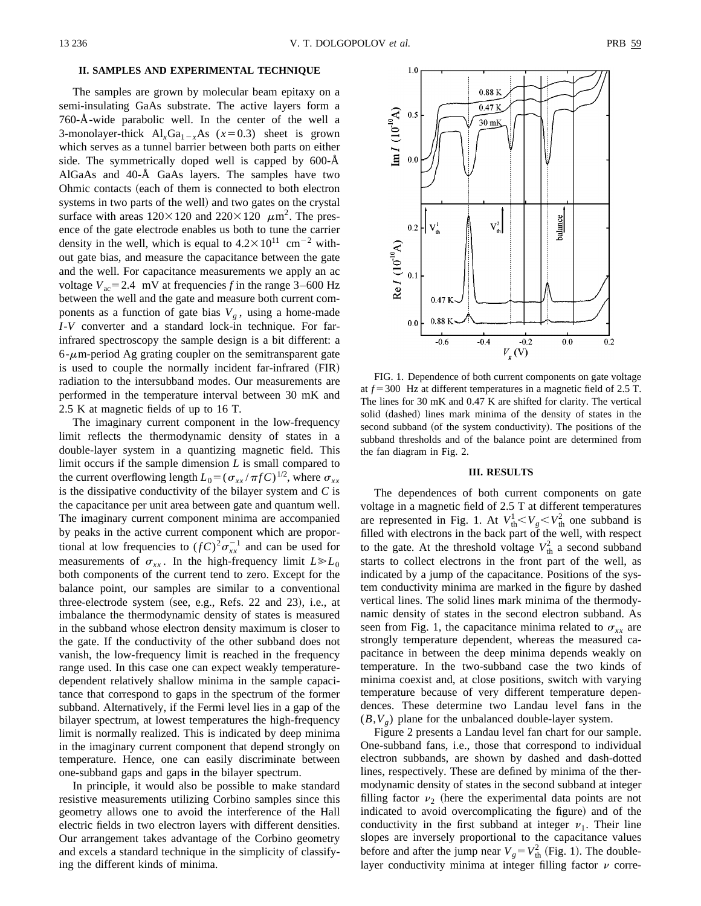## II. SAMPLES AND EXPERIMENTAL TECHNIQUE

The samples are grown by molecular beam epitaxy on a semi-insulating GaAs substrate. The active layers form a 760-Å-wide parabolic well. In the center of the well a 3-monolayer-thick $Al_xGa_{1-x}As$ ($x=0.3$) sheet is grown which serves as a tunnel barrier between both parts on either side. The symmetrically doped well is capped by 600-Å AlGaAs and 40-Å GaAs layers. The samples have two Ohmic contacts (each of them is connected to both electron systems in two parts of the well) and two gates on the crystal surface with areas $120\times120$ and $220\times120$ $\mu m^2$. The presence of the gate electrode enables us both to tune the carrier density in the well, which is equal to $4.2\times10^{11}$ $cm^{-2}$ without gate bias, and measure the capacitance between the gate and the well. For capacitance measurements we apply an ac voltage $V_{ac}=2.4$ mV at frequencies $f$ in the range 3–600 Hz between the well and the gate and measure both current components as a function of gate bias $V_g$, using a home-made *I-V* converter and a standard lock-in technique. For far-infrared spectroscopy the sample design is a bit different: a 6-$\mu$m-period Ag grating coupler on the semitransparent gate is used to couple the normally incident far-infrared (FIR) radiation to the intersubband modes. Our measurements are performed in the temperature interval between 30 mK and 2.5 K at magnetic fields of up to 16 T.

The imaginary current component in the low-frequency limit reflects the thermodynamic density of states in a double-layer system in a quantizing magnetic field. This limit occurs if the sample dimension $L$ is small compared to the current overflowing length $L_0=(\sigma_{xx}/\pi fC)^{1/2}$, where $\sigma_{xx}$ is the dissipative conductivity of the bilayer system and $C$ is the capacitance per unit area between gate and quantum well. The imaginary current component minima are accompanied by peaks in the active current component which are proportional at low frequencies to $(fC)^2\sigma_{xx}^{-1}$ and can be used for measurements of $\sigma_{xx}$. In the high-frequency limit $L\gg L_0$ both components of the current tend to zero. Except for the balance point, our samples are similar to a conventional three-electrode system (see, e.g., Refs. 22 and 23), i.e., at imbalance the thermodynamic density of states is measured in the subband whose electron density maximum is closer to the gate. If the conductivity of the other subband does not vanish, the low-frequency limit is reached in the frequency range used. In this case one can expect weakly temperature-dependent relatively shallow minima in the sample capacitance that correspond to gaps in the spectrum of the former subband. Alternatively, if the Fermi level lies in a gap of the bilayer spectrum, at lowest temperatures the high-frequency limit is normally realized. This is indicated by deep minima in the imaginary current component that depend strongly on temperature. Hence, one can easily discriminate between one-subband gaps and gaps in the bilayer spectrum.

In principle, it would also be possible to make standard resistive measurements utilizing Corbino samples since this geometry allows one to avoid the interference of the Hall electric fields in two electron layers with different densities. Our arrangement takes advantage of the Corbino geometry and excels a standard technique in the simplicity of classifying the different kinds of minima.

FIG. 1. Dependence of both current components on gate voltage at $f=300$ Hz at different temperatures in a magnetic field of 2.5 T. The lines for 30 mK and 0.47 K are shifted for clarity. The vertical solid (dashed) lines mark minima of the density of states in the second subband (of the system conductivity). The positions of the subband thresholds and of the balance point are determined from the fan diagram in Fig. 2.

## III. RESULTS

The dependences of both current components on gate voltage in a magnetic field of 2.5 T at different temperatures are represented in Fig. 1. At $V_{th}^1<V_g<V_{th}^2$ one subband is filled with electrons in the back part of the well, with respect to the gate. At the threshold voltage $V_{th}^2$ a second subband starts to collect electrons in the front part of the well, as indicated by a jump of the capacitance. Positions of the system conductivity minima are marked in the figure by dashed vertical lines. The solid lines mark minima of the thermodynamic density of states in the second electron subband. As seen from Fig. 1, the capacitance minima related to $\sigma_{xx}$ are strongly temperature dependent, whereas the measured capacitance in between the deep minima depends weakly on temperature. In the two-subband case the two kinds of minima coexist and, at close positions, switch with varying temperature because of very different temperature dependences. These determine two Landau level fans in the $(B,V_g)$ plane for the unbalanced double-layer system.

Figure 2 presents a Landau level fan chart for our sample. One-subband fans, i.e., those that correspond to individual electron subbands, are shown by dashed and dash-dotted lines, respectively. These are defined by minima of the thermodynamic density of states in the second subband at integer filling factor $\nu_2$ (here the experimental data points are not indicated to avoid overcomplicating the figure) and of the conductivity in the first subband at integer $\nu_1$. Their line slopes are inversely proportional to the capacitance values before and after the jump near $V_g=V_{th}^2$ (Fig. 1). The double-layer conductivity minima at integer filling factor $\nu$ corre-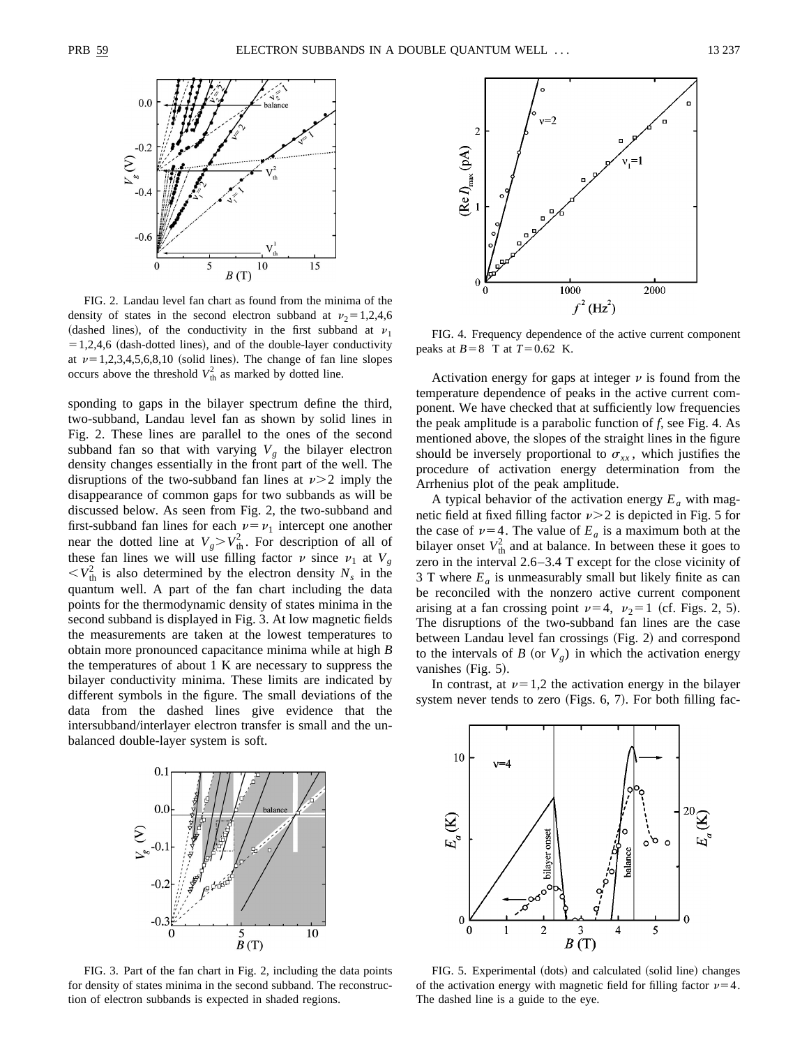FIG. 2. Landau level fan chart as found from the minima of the density of states in the second electron subband at $\nu_2 = 1,2,4,6$ (dashed lines), of the conductivity in the first subband at $\nu_1 = 1,2,4,6$ (dash-dotted lines), and of the double-layer conductivity at $\nu = 1,2,3,4,5,6,8,10$ (solid lines). The change of fan line slopes occurs above the threshold $V_{th}^2$ as marked by dotted line.

sponding to gaps in the bilayer spectrum define the third, two-subband, Landau level fan as shown by solid lines in Fig. 2. These lines are parallel to the ones of the second subband fan so that with varying $V_g$ the bilayer electron density changes essentially in the front part of the well. The disruptions of the two-subband fan lines at $\nu > 2$ imply the disappearance of common gaps for two subbands as will be discussed below. As seen from Fig. 2, the two-subband and first-subband fan lines for each $\nu = \nu_1$ intercept one another near the dotted line at $V_g > V_{th}^2$. For description of all of these fan lines we will use filling factor $\nu$ since $\nu_1$ at $V_g < V_{th}^2$ is also determined by the electron density $N_s$ in the quantum well. A part of the fan chart including the data points for the thermodynamic density of states minima in the second subband is displayed in Fig. 3. At low magnetic fields the measurements are taken at the lowest temperatures to obtain more pronounced capacitance minima while at high $B$ the temperatures of about 1 K are necessary to suppress the bilayer conductivity minima. These limits are indicated by different symbols in the figure. The small deviations of the data from the dashed lines give evidence that the intersubband/interlayer electron transfer is small and the unbalanced double-layer system is soft.

FIG. 3. Part of the fan chart in Fig. 2, including the data points for density of states minima in the second subband. The reconstruction of electron subbands is expected in shaded regions.

FIG. 4. Frequency dependence of the active current component peaks at $B = 8$ T at $T = 0.62$ K.

Activation energy for gaps at integer $\nu$ is found from the temperature dependence of peaks in the active current component. We have checked that at sufficiently low frequencies the peak amplitude is a parabolic function of $f$, see Fig. 4. As mentioned above, the slopes of the straight lines in the figure should be inversely proportional to $\sigma_{xx}$, which justifies the procedure of activation energy determination from the Arrhenius plot of the peak amplitude.

A typical behavior of the activation energy $E_a$ with magnetic field at fixed filling factor $\nu > 2$ is depicted in Fig. 5 for the case of $\nu = 4$. The value of $E_a$ is a maximum both at the bilayer onset $V_{th}^2$ and at balance. In between these it goes to zero in the interval 2.6–3.4 T except for the close vicinity of 3 T where $E_a$ is unmeasurably small but likely finite as can be reconciled with the nonzero active current component arising at a fan crossing point $\nu = 4$, $\nu_2 = 1$ (cf. Figs. 2, 5). The disruptions of the two-subband fan lines are the case between Landau level fan crossings (Fig. 2) and correspond to the intervals of $B$ (or $V_g$) in which the activation energy vanishes (Fig. 5).

In contrast, at $\nu = 1,2$ the activation energy in the bilayer system never tends to zero (Figs. 6, 7). For both filling fac-

FIG. 5. Experimental (dots) and calculated (solid line) changes of the activation energy with magnetic field for filling factor $\nu = 4$. The dashed line is a guide to the eye.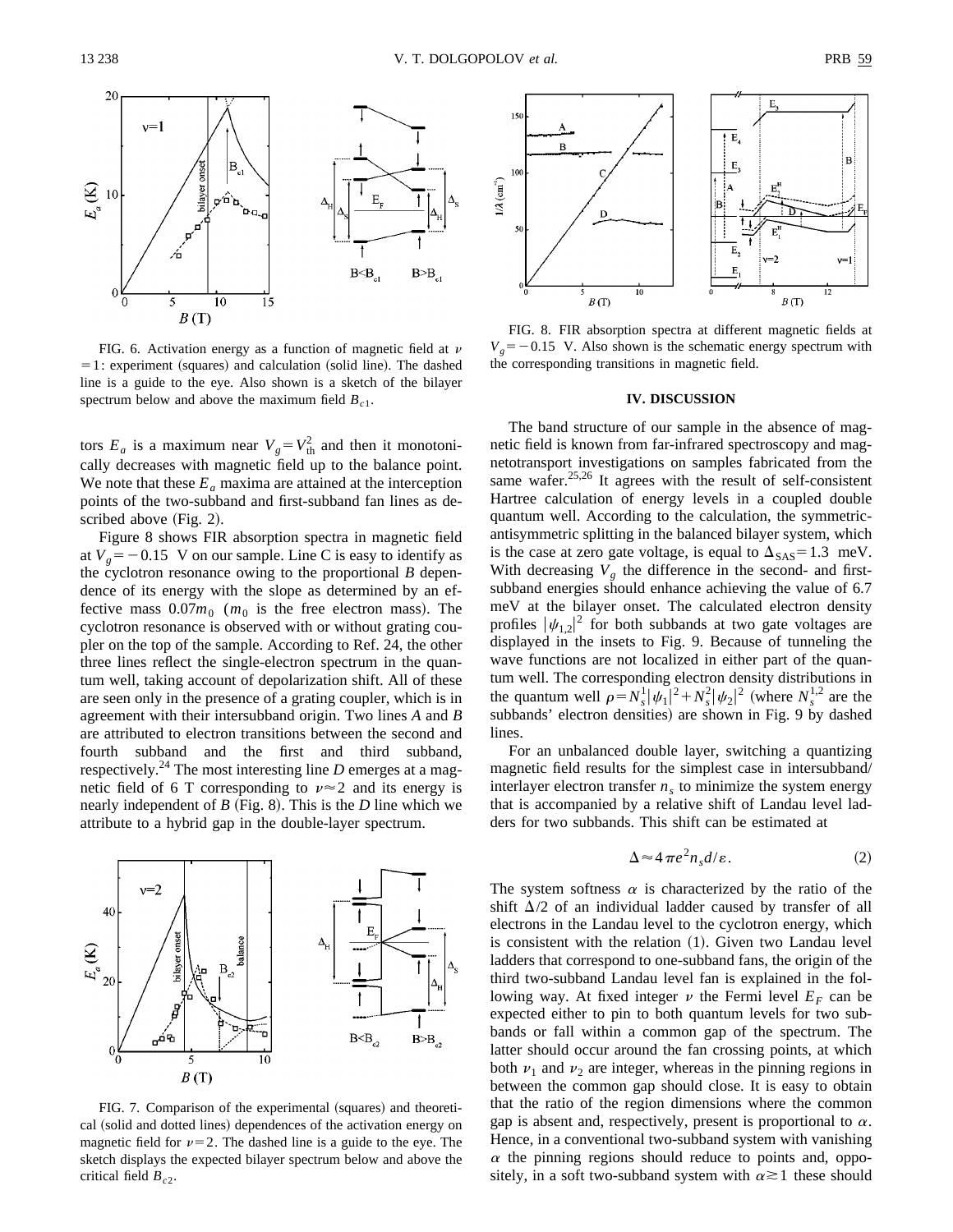FIG. 6. Activation energy as a function of magnetic field at $\nu = 1$: experiment (squares) and calculation (solid line). The dashed line is a guide to the eye. Also shown is a sketch of the bilayer spectrum below and above the maximum field $B_{c1}$.

tors $E_a$ is a maximum near $V_g = V_{\rm th}^2$ and then it monotonically decreases with magnetic field up to the balance point. We note that these $E_a$ maxima are attained at the interception points of the two-subband and first-subband fan lines as described above (Fig. 2).

Figure 8 shows FIR absorption spectra in magnetic field at $V_g = -0.15$ V on our sample. Line C is easy to identify as the cyclotron resonance owing to the proportional $B$ dependence of its energy with the slope as determined by an effective mass $0.07m_0$ ($m_0$ is the free electron mass). The cyclotron resonance is observed with or without grating coupler on the top of the sample. According to Ref. 24, the other three lines reflect the single-electron spectrum in the quantum well, taking account of depolarization shift. All of these are seen only in the presence of a grating coupler, which is in agreement with their intersubband origin. Two lines $A$ and $B$ are attributed to electron transitions between the second and fourth subband and the first and third subband, respectively.[24] The most interesting line $D$ emerges at a magnetic field of 6 T corresponding to $\nu \approx 2$ and its energy is nearly independent of $B$ (Fig. 8). This is the $D$ line which we attribute to a hybrid gap in the double-layer spectrum.

FIG. 7. Comparison of the experimental (squares) and theoretical (solid and dotted lines) dependences of the activation energy on magnetic field for $\nu = 2$. The dashed line is a guide to the eye. The sketch displays the expected bilayer spectrum below and above the critical field $B_{c2}$.

FIG. 8. FIR absorption spectra at different magnetic fields at $V_g = -0.15$ V. Also shown is the schematic energy spectrum with the corresponding transitions in magnetic field.

## IV. DISCUSSION

The band structure of our sample in the absence of magnetic field is known from far-infrared spectroscopy and magnetotransport investigations on samples fabricated from the same wafer.[25,26] It agrees with the result of self-consistent Hartree calculation of energy levels in a coupled double quantum well. According to the calculation, the symmetric-antisymmetric splitting in the balanced bilayer system, which is the case at zero gate voltage, is equal to $\Delta_{\rm SAS} = 1.3$ meV. With decreasing $V_g$ the difference in the second- and first-subband energies should enhance achieving the value of 6.7 meV at the bilayer onset. The calculated electron density profiles $|\psi_{1,2}|^2$ for both subbands at two gate voltages are displayed in the insets to Fig. 9. Because of tunneling the wave functions are not localized in either part of the quantum well. The corresponding electron density distributions in the quantum well $\rho = N_s^1|\psi_1|^2 + N_s^2|\psi_2|^2$ (where $N_s^{1,2}$ are the subbands' electron densities) are shown in Fig. 9 by dashed lines.

For an unbalanced double layer, switching a quantizing magnetic field results for the simplest case in intersubband/interlayer electron transfer $n_s$ to minimize the system energy that is accompanied by a relative shift of Landau level ladders for two subbands. This shift can be estimated at

$$\Delta \approx 4\pi e^2 n_s d/\varepsilon. \tag{2}$$

The system softness $\alpha$ is characterized by the ratio of the shift $\Delta/2$ of an individual ladder caused by transfer of all electrons in the Landau level to the cyclotron energy, which is consistent with the relation (1). Given two Landau level ladders that correspond to one-subband fans, the origin of the third two-subband Landau level fan is explained in the following way. At fixed integer $\nu$ the Fermi level $E_F$ can be expected either to pin to both quantum levels for two subbands or fall within a common gap of the spectrum. The latter should occur around the fan crossing points, at which both $\nu_1$ and $\nu_2$ are integer, whereas in the pinning regions in between the common gap should close. It is easy to obtain that the ratio of the region dimensions where the common gap is absent and, respectively, present is proportional to $\alpha$. Hence, in a conventional two-subband system with vanishing $\alpha$ the pinning regions should reduce to points and, oppositely, in a soft two-subband system with $\alpha \gtrsim 1$ these should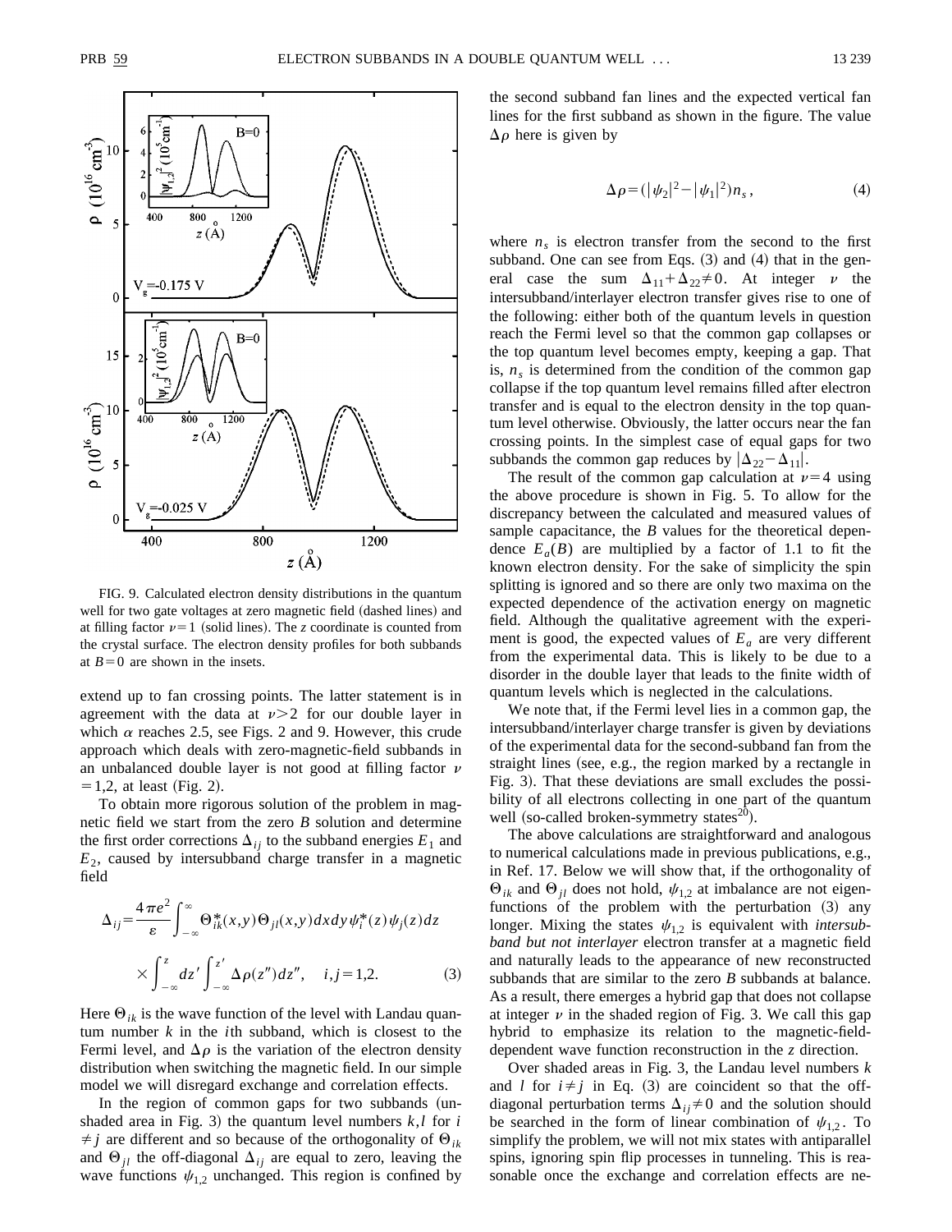FIG. 9. Calculated electron density distributions in the quantum well for two gate voltages at zero magnetic field (dashed lines) and at filling factor $\nu=1$ (solid lines). The $z$ coordinate is counted from the crystal surface. The electron density profiles for both subbands at $B=0$ are shown in the insets.

extend up to fan crossing points. The latter statement is in agreement with the data at $\nu>2$ for our double layer in which $\alpha$ reaches 2.5, see Figs. 2 and 9. However, this crude approach which deals with zero-magnetic-field subbands in an unbalanced double layer is not good at filling factor $\nu=1,2$, at least (Fig. 2).

To obtain more rigorous solution of the problem in magnetic field we start from the zero $B$ solution and determine the first order corrections $\Delta_{ij}$ to the subband energies $E_1$ and $E_2$, caused by intersubband charge transfer in a magnetic field

$$\Delta_{ij}=\frac{4\pi e^2}{\varepsilon}\int_{-\infty}^{\infty}\Theta_{ik}^{*}(x,y)\Theta_{jl}(x,y)dxdy\,\psi_i^{*}(z)\psi_j(z)dz \times\int_{-\infty}^{z}dz'\int_{-\infty}^{z'}\Delta\rho(z'')dz'',\quad i,j=1,2. \tag{3}$$

Here $\Theta_{ik}$ is the wave function of the level with Landau quantum number $k$ in the $i$th subband, which is closest to the Fermi level, and $\Delta\rho$ is the variation of the electron density distribution when switching the magnetic field. In our simple model we will disregard exchange and correlation effects.

In the region of common gaps for two subbands (unshaded area in Fig. 3) the quantum level numbers $k,l$ for $i\neq j$ are different and so because of the orthogonality of $\Theta_{ik}$ and $\Theta_{jl}$ the off-diagonal $\Delta_{ij}$ are equal to zero, leaving the wave functions $\psi_{1,2}$ unchanged. This region is confined by the second subband fan lines and the expected vertical fan lines for the first subband as shown in the figure. The value $\Delta\rho$ here is given by

$$\Delta\rho=(|\psi_2|^2-|\psi_1|^2)n_s, \tag{4}$$

where $n_s$ is electron transfer from the second to the first subband. One can see from Eqs. (3) and (4) that in the general case the sum $\Delta_{11}+\Delta_{22}\neq 0$. At integer $\nu$ the intersubband/interlayer electron transfer gives rise to one of the following: either both of the quantum levels in question reach the Fermi level so that the common gap collapses or the top quantum level becomes empty, keeping a gap. That is, $n_s$ is determined from the condition of the common gap collapse if the top quantum level remains filled after electron transfer and is equal to the electron density in the top quantum level otherwise. Obviously, the latter occurs near the fan crossing points. In the simplest case of equal gaps for two subbands the common gap reduces by $|\Delta_{22}-\Delta_{11}|$.

The result of the common gap calculation at $\nu=4$ using the above procedure is shown in Fig. 5. To allow for the discrepancy between the calculated and measured values of sample capacitance, the $B$ values for the theoretical dependence $E_a(B)$ are multiplied by a factor of 1.1 to fit the known electron density. For the sake of simplicity the spin splitting is ignored and so there are only two maxima on the expected dependence of the activation energy on magnetic field. Although the qualitative agreement with the experiment is good, the expected values of $E_a$ are very different from the experimental data. This is likely to be due to a disorder in the double layer that leads to the finite width of quantum levels which is neglected in the calculations.

We note that, if the Fermi level lies in a common gap, the intersubband/interlayer charge transfer is given by deviations of the experimental data for the second-subband fan from the straight lines (see, e.g., the region marked by a rectangle in Fig. 3). That these deviations are small excludes the possibility of all electrons collecting in one part of the quantum well (so-called broken-symmetry states[20]).

The above calculations are straightforward and analogous to numerical calculations made in previous publications, e.g., in Ref. 17. Below we will show that, if the orthogonality of $\Theta_{ik}$ and $\Theta_{jl}$ does not hold, $\psi_{1,2}$ at imbalance are not eigenfunctions of the problem with the perturbation (3) any longer. Mixing the states $\psi_{1,2}$ is equivalent with *intersubband but not interlayer* electron transfer at a magnetic field and naturally leads to the appearance of new reconstructed subbands that are similar to the zero $B$ subbands at balance. As a result, there emerges a hybrid gap that does not collapse at integer $\nu$ in the shaded region of Fig. 3. We call this gap hybrid to emphasize its relation to the magnetic-field-dependent wave function reconstruction in the $z$ direction.

Over shaded areas in Fig. 3, the Landau level numbers $k$ and $l$ for $i\neq j$ in Eq. (3) are coincident so that the off-diagonal perturbation terms $\Delta_{ij}\neq 0$ and the solution should be searched in the form of linear combination of $\psi_{1,2}$. To simplify the problem, we will not mix states with antiparallel spins, ignoring spin flip processes in tunneling. This is reasonable once the exchange and correlation effects are ne-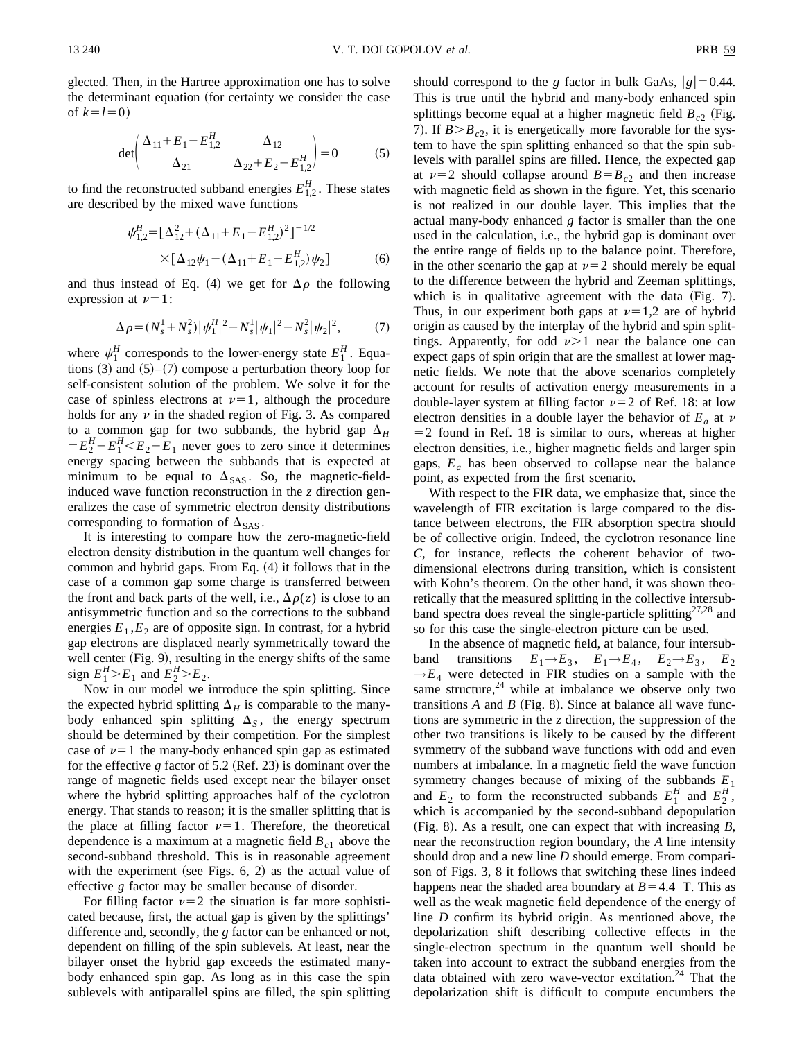glected. Then, in the Hartree approximation one has to solve the determinant equation (for certainty we consider the case of $k=l=0$)

$$\det\begin{pmatrix} \Delta_{11}+E_1-E_{1,2}^H & \Delta_{12} \\ \Delta_{21} & \Delta_{22}+E_2-E_{1,2}^H \end{pmatrix}=0 \tag{5}$$

to find the reconstructed subband energies $E_{1,2}^H$. These states are described by the mixed wave functions

$$\psi_{1,2}^H=[\Delta_{12}^2+(\Delta_{11}+E_1-E_{1,2}^H)^2]^{-1/2} \times[\Delta_{12}\psi_1-(\Delta_{11}+E_1-E_{1,2}^H)\psi_2] \tag{6}$$

and thus instead of Eq. (4) we get for $\Delta\rho$ the following expression at $\nu=1$:

$$\Delta\rho=(N_s^1+N_s^2)|\psi_1^H|^2-N_s^1|\psi_1|^2-N_s^2|\psi_2|^2, \tag{7}$$

where $\psi_1^H$ corresponds to the lower-energy state $E_1^H$. Equations (3) and (5)–(7) compose a perturbation theory loop for self-consistent solution of the problem. We solve it for the case of spinless electrons at $\nu=1$, although the procedure holds for any $\nu$ in the shaded region of Fig. 3. As compared to a common gap for two subbands, the hybrid gap $\Delta_H=E_2^H-E_1^H<E_2-E_1$ never goes to zero since it determines energy spacing between the subbands that is expected at minimum to be equal to $\Delta_{\mathrm{SAS}}$. So, the magnetic-field-induced wave function reconstruction in the $z$ direction generalizes the case of symmetric electron density distributions corresponding to formation of $\Delta_{\mathrm{SAS}}$.

It is interesting to compare how the zero-magnetic-field electron density distribution in the quantum well changes for common and hybrid gaps. From Eq. (4) it follows that in the case of a common gap some charge is transferred between the front and back parts of the well, i.e., $\Delta\rho(z)$ is close to an antisymmetric function and so the corrections to the subband energies $E_1,E_2$ are of opposite sign. In contrast, for a hybrid gap electrons are displaced nearly symmetrically toward the well center (Fig. 9), resulting in the energy shifts of the same sign $E_1^H>E_1$ and $E_2^H>E_2$.

Now in our model we introduce the spin splitting. Since the expected hybrid splitting $\Delta_H$ is comparable to the many-body enhanced spin splitting $\Delta_S$, the energy spectrum should be determined by their competition. For the simplest case of $\nu=1$ the many-body enhanced spin gap as estimated for the effective $g$ factor of 5.2 (Ref. 23) is dominant over the range of magnetic fields used except near the bilayer onset where the hybrid splitting approaches half of the cyclotron energy. That stands to reason; it is the smaller splitting that is the place at filling factor $\nu=1$. Therefore, the theoretical dependence is a maximum at a magnetic field $B_{c1}$ above the second-subband threshold. This is in reasonable agreement with the experiment (see Figs. 6, 2) as the actual value of effective $g$ factor may be smaller because of disorder.

For filling factor $\nu=2$ the situation is far more sophisticated because, first, the actual gap is given by the splittings' difference and, secondly, the $g$ factor can be enhanced or not, dependent on filling of the spin sublevels. At least, near the bilayer onset the hybrid gap exceeds the estimated many-body enhanced spin gap. As long as in this case the spin sublevels with antiparallel spins are filled, the spin splitting should correspond to the $g$ factor in bulk GaAs, $|g|=0.44$. This is true until the hybrid and many-body enhanced spin splittings become equal at a higher magnetic field $B_{c2}$ (Fig. 7). If $B>B_{c2}$, it is energetically more favorable for the system to have the spin splitting enhanced so that the spin sublevels with parallel spins are filled. Hence, the expected gap at $\nu=2$ should collapse around $B=B_{c2}$ and then increase with magnetic field as shown in the figure. Yet, this scenario is not realized in our double layer. This implies that the actual many-body enhanced $g$ factor is smaller than the one used in the calculation, i.e., the hybrid gap is dominant over the entire range of fields up to the balance point. Therefore, in the other scenario the gap at $\nu=2$ should merely be equal to the difference between the hybrid and Zeeman splittings, which is in qualitative agreement with the data (Fig. 7). Thus, in our experiment both gaps at $\nu=1,2$ are of hybrid origin as caused by the interplay of the hybrid and spin splittings. Apparently, for odd $\nu>1$ near the balance one can expect gaps of spin origin that are the smallest at lower magnetic fields. We note that the above scenarios completely account for results of activation energy measurements in a double-layer system at filling factor $\nu=2$ of Ref. 18: at low electron densities in a double layer the behavior of $E_a$ at $\nu=2$ found in Ref. 18 is similar to ours, whereas at higher electron densities, i.e., higher magnetic fields and larger spin gaps, $E_a$ has been observed to collapse near the balance point, as expected from the first scenario.

With respect to the FIR data, we emphasize that, since the wavelength of FIR excitation is large compared to the distance between electrons, the FIR absorption spectra should be of collective origin. Indeed, the cyclotron resonance line $C$, for instance, reflects the coherent behavior of two-dimensional electrons during transition, which is consistent with Kohn's theorem. On the other hand, it was shown theoretically that the measured splitting in the collective intersubband spectra does reveal the single-particle splitting[27,28] and so for this case the single-electron picture can be used.

In the absence of magnetic field, at balance, four intersubband transitions $E_1\to E_3$, $E_1\to E_4$, $E_2\to E_3$, $E_2\to E_4$ were detected in FIR studies on a sample with the same structure,[24] while at imbalance we observe only two transitions $A$ and $B$ (Fig. 8). Since at balance all wave functions are symmetric in the $z$ direction, the suppression of the other two transitions is likely to be caused by the different symmetry of the subband wave functions with odd and even numbers at imbalance. In a magnetic field the wave function symmetry changes because of mixing of the subbands $E_1$ and $E_2$ to form the reconstructed subbands $E_1^H$ and $E_2^H$, which is accompanied by the second-subband depopulation (Fig. 8). As a result, one can expect that with increasing $B$, near the reconstruction region boundary, the $A$ line intensity should drop and a new line $D$ should emerge. From comparison of Figs. 3, 8 it follows that switching these lines indeed happens near the shaded area boundary at $B=4.4$ T. This as well as the weak magnetic field dependence of the energy of line $D$ confirm its hybrid origin. As mentioned above, the depolarization shift describing collective effects in the single-electron spectrum in the quantum well should be taken into account to extract the subband energies from the data obtained with zero wave-vector excitation.[24] That the depolarization shift is difficult to compute encumbers the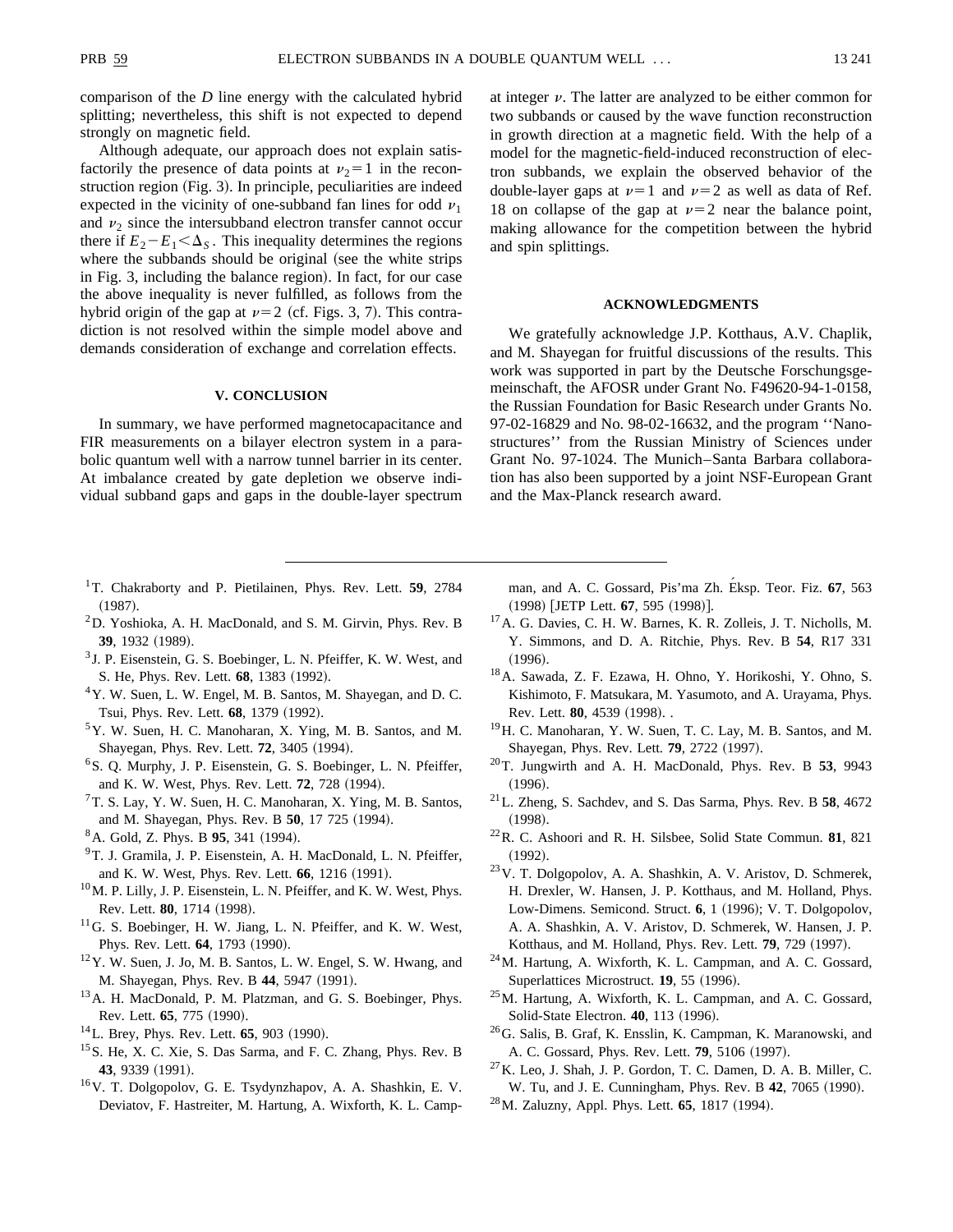comparison of the $D$ line energy with the calculated hybrid splitting; nevertheless, this shift is not expected to depend strongly on magnetic field.

Although adequate, our approach does not explain satisfactorily the presence of data points at $\nu_2=1$ in the reconstruction region (Fig. 3). In principle, peculiarities are indeed expected in the vicinity of one-subband fan lines for odd $\nu_1$ and $\nu_2$ since the intersubband electron transfer cannot occur there if $E_2-E_1<\Delta_S$. This inequality determines the regions where the subbands should be original (see the white strips in Fig. 3, including the balance region). In fact, for our case the above inequality is never fulfilled, as follows from the hybrid origin of the gap at $\nu=2$ (cf. Figs. 3, 7). This contradiction is not resolved within the simple model above and demands consideration of exchange and correlation effects.

## V. CONCLUSION

In summary, we have performed magnetocapacitance and FIR measurements on a bilayer electron system in a parabolic quantum well with a narrow tunnel barrier in its center. At imbalance created by gate depletion we observe individual subband gaps and gaps in the double-layer spectrum at integer $\nu$. The latter are analyzed to be either common for two subbands or caused by the wave function reconstruction in growth direction at a magnetic field. With the help of a model for the magnetic-field-induced reconstruction of electron subbands, we explain the observed behavior of the double-layer gaps at $\nu=1$ and $\nu=2$ as well as data of Ref. 18 on collapse of the gap at $\nu=2$ near the balance point, making allowance for the competition between the hybrid and spin splittings.

## ACKNOWLEDGMENTS

We gratefully acknowledge J.P. Kotthaus, A.V. Chaplik, and M. Shayegan for fruitful discussions of the results. This work was supported in part by the Deutsche Forschungsgemeinschaft, the AFOSR under Grant No. F49620-94-1-0158, the Russian Foundation for Basic Research under Grants No. 97-02-16829 and No. 98-02-16632, and the program ''Nanostructures'' from the Russian Ministry of Sciences under Grant No. 97-1024. The Munich–Santa Barbara collaboration has also been supported by a joint NSF-European Grant and the Max-Planck research award.

---

[1] T. Chakraborty and P. Pietilainen, Phys. Rev. Lett. **59**, 2784 (1987).

[2] D. Yoshioka, A. H. MacDonald, and S. M. Girvin, Phys. Rev. B **39**, 1932 (1989).

[3] J. P. Eisenstein, G. S. Boebinger, L. N. Pfeiffer, K. W. West, and S. He, Phys. Rev. Lett. **68**, 1383 (1992).

[4] Y. W. Suen, L. W. Engel, M. B. Santos, M. Shayegan, and D. C. Tsui, Phys. Rev. Lett. **68**, 1379 (1992).

[5] Y. W. Suen, H. C. Manoharan, X. Ying, M. B. Santos, and M. Shayegan, Phys. Rev. Lett. **72**, 3405 (1994).

[6] S. Q. Murphy, J. P. Eisenstein, G. S. Boebinger, L. N. Pfeiffer, and K. W. West, Phys. Rev. Lett. **72**, 728 (1994).

[7] T. S. Lay, Y. W. Suen, H. C. Manoharan, X. Ying, M. B. Santos, and M. Shayegan, Phys. Rev. B **50**, 17 725 (1994).

[8] A. Gold, Z. Phys. B **95**, 341 (1994).

[9] T. J. Gramila, J. P. Eisenstein, A. H. MacDonald, L. N. Pfeiffer, and K. W. West, Phys. Rev. Lett. **66**, 1216 (1991).

[10] M. P. Lilly, J. P. Eisenstein, L. N. Pfeiffer, and K. W. West, Phys. Rev. Lett. **80**, 1714 (1998).

[11] G. S. Boebinger, H. W. Jiang, L. N. Pfeiffer, and K. W. West, Phys. Rev. Lett. **64**, 1793 (1990).

[12] Y. W. Suen, J. Jo, M. B. Santos, L. W. Engel, S. W. Hwang, and M. Shayegan, Phys. Rev. B **44**, 5947 (1991).

[13] A. H. MacDonald, P. M. Platzman, and G. S. Boebinger, Phys. Rev. Lett. **65**, 775 (1990).

[14] L. Brey, Phys. Rev. Lett. **65**, 903 (1990).

[15] S. He, X. C. Xie, S. Das Sarma, and F. C. Zhang, Phys. Rev. B **43**, 9339 (1991).

[16] V. T. Dolgopolov, G. E. Tsydynzhapov, A. A. Shashkin, E. V. Deviatov, F. Hastreiter, M. Hartung, A. Wixforth, K. L. Campman, and A. C. Gossard, Pis'ma Zh. Éksp. Teor. Fiz. **67**, 563 (1998) [JETP Lett. **67**, 595 (1998)].

[17] A. G. Davies, C. H. W. Barnes, K. R. Zolleis, J. T. Nicholls, M. Y. Simmons, and D. A. Ritchie, Phys. Rev. B **54**, R17 331 (1996).

[18] A. Sawada, Z. F. Ezawa, H. Ohno, Y. Horikoshi, Y. Ohno, S. Kishimoto, F. Matsukara, M. Yasumoto, and A. Urayama, Phys. Rev. Lett. **80**, 4539 (1998). .

[19] H. C. Manoharan, Y. W. Suen, T. C. Lay, M. B. Santos, and M. Shayegan, Phys. Rev. Lett. **79**, 2722 (1997).

[20] T. Jungwirth and A. H. MacDonald, Phys. Rev. B **53**, 9943 (1996).

[21] L. Zheng, S. Sachdev, and S. Das Sarma, Phys. Rev. B **58**, 4672 (1998).

[22] R. C. Ashoori and R. H. Silsbee, Solid State Commun. **81**, 821 (1992).

[23] V. T. Dolgopolov, A. A. Shashkin, A. V. Aristov, D. Schmerek, H. Drexler, W. Hansen, J. P. Kotthaus, and M. Holland, Phys. Low-Dimens. Semicond. Struct. **6**, 1 (1996); V. T. Dolgopolov, A. A. Shashkin, A. V. Aristov, D. Schmerek, W. Hansen, J. P. Kotthaus, and M. Holland, Phys. Rev. Lett. **79**, 729 (1997).

[24] M. Hartung, A. Wixforth, K. L. Campman, and A. C. Gossard, Superlattices Microstruct. **19**, 55 (1996).

[25] M. Hartung, A. Wixforth, K. L. Campman, and A. C. Gossard, Solid-State Electron. **40**, 113 (1996).

[26] G. Salis, B. Graf, K. Ensslin, K. Campman, K. Maranowski, and A. C. Gossard, Phys. Rev. Lett. **79**, 5106 (1997).

[27] K. Leo, J. Shah, J. P. Gordon, T. C. Damen, D. A. B. Miller, C. W. Tu, and J. E. Cunningham, Phys. Rev. B **42**, 7065 (1990).

[28] M. Zaluzny, Appl. Phys. Lett. **65**, 1817 (1994).